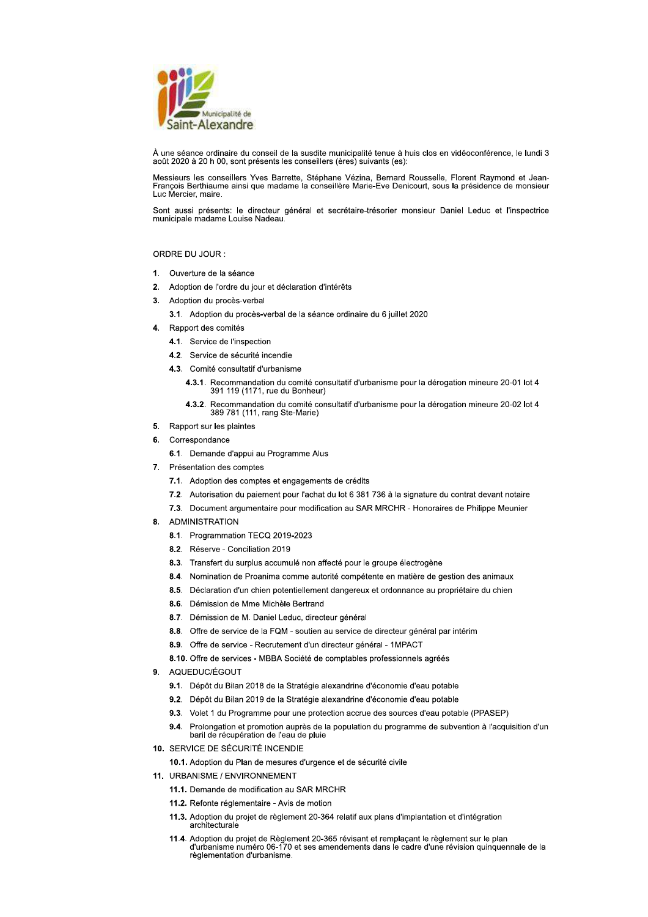À une séance ordinaire du conseil de la susdite municipalité tenue à huis clos en vidéoconférence, le lundi 3 août 2020 à 20 h 00, sont présents les conseillers (ères) suivants (es):

Messieurs les conseillers Yves Barrette, Stéphane Vézina, Bernard Rousselle, Florent Raymond et Jean-François Berthiaume ainsi que madame la conseillère Marie-Eve Denicourt, sous la présidence de monsieur Luc Mercier, maire.

Sont aussi présents: le directeur général et secrétaire-trésorier monsieur Daniel Leduc et l'inspectrice municipale madame Louise Nadeau.

ORDRE DU JOUR :

**1.** Ouverture de la séance

**2.** Adoption de l'ordre du jour et déclaration d'intérêts

**3.** Adoption du procès-verbal

- **3.1.** Adoption du procès-verbal de la séance ordinaire du 6 juillet 2020

**4.** Rapport des comités

- **4.1.** Service de l'inspection
- **4.2.** Service de sécurité incendie
- **4.3.** Comité consultatif d'urbanisme
  - **4.3.1.** Recommandation du comité consultatif d'urbanisme pour la dérogation mineure 20-01 lot 4 391 119 (1171, rue du Bonheur)
  - **4.3.2.** Recommandation du comité consultatif d'urbanisme pour la dérogation mineure 20-02 lot 4 389 781 (111, rang Ste-Marie)

**5.** Rapport sur les plaintes

**6.** Correspondance

- **6.1.** Demande d'appui au Programme Alus

**7.** Présentation des comptes

- **7.1.** Adoption des comptes et engagements de crédits
- **7.2.** Autorisation du paiement pour l'achat du lot 6 381 736 à la signature du contrat devant notaire
- **7.3.** Document argumentaire pour modification au SAR MRCHR - Honoraires de Philippe Meunier

**8.** ADMINISTRATION

- **8.1.** Programmation TECQ 2019-2023
- **8.2.** Réserve - Conciliation 2019
- **8.3.** Transfert du surplus accumulé non affecté pour le groupe électrogène
- **8.4.** Nomination de Proanima comme autorité compétente en matière de gestion des animaux
- **8.5.** Déclaration d'un chien potentiellement dangereux et ordonnance au propriétaire du chien
- **8.6.** Démission de Mme Michèle Bertrand
- **8.7.** Démission de M. Daniel Leduc, directeur général
- **8.8.** Offre de service de la FQM - soutien au service de directeur général par intérim
- **8.9.** Offre de service - Recrutement d'un directeur général - 1MPACT
- **8.10.** Offre de services - MBBA Société de comptables professionnels agréés

**9.** AQUEDUC/ÉGOUT

- **9.1.** Dépôt du Bilan 2018 de la Stratégie alexandrine d'économie d'eau potable
- **9.2.** Dépôt du Bilan 2019 de la Stratégie alexandrine d'économie d'eau potable
- **9.3.** Volet 1 du Programme pour une protection accrue des sources d'eau potable (PPASEP)
- **9.4.** Prolongation et promotion auprès de la population du programme de subvention à l'acquisition d'un baril de récupération de l'eau de pluie

**10.** SERVICE DE SÉCURITÉ INCENDIE

- **10.1.** Adoption du Plan de mesures d'urgence et de sécurité civile

**11.** URBANISME / ENVIRONNEMENT

- **11.1.** Demande de modification au SAR MRCHR
- **11.2.** Refonte réglementaire - Avis de motion
- **11.3.** Adoption du projet de règlement 20-364 relatif aux plans d'implantation et d'intégration architecturale
- **11.4.** Adoption du projet de Règlement 20-365 révisant et remplaçant le règlement sur le plan d'urbanisme numéro 06-170 et ses amendements dans le cadre d'une révision quinquennale de la règlementation d'urbanisme.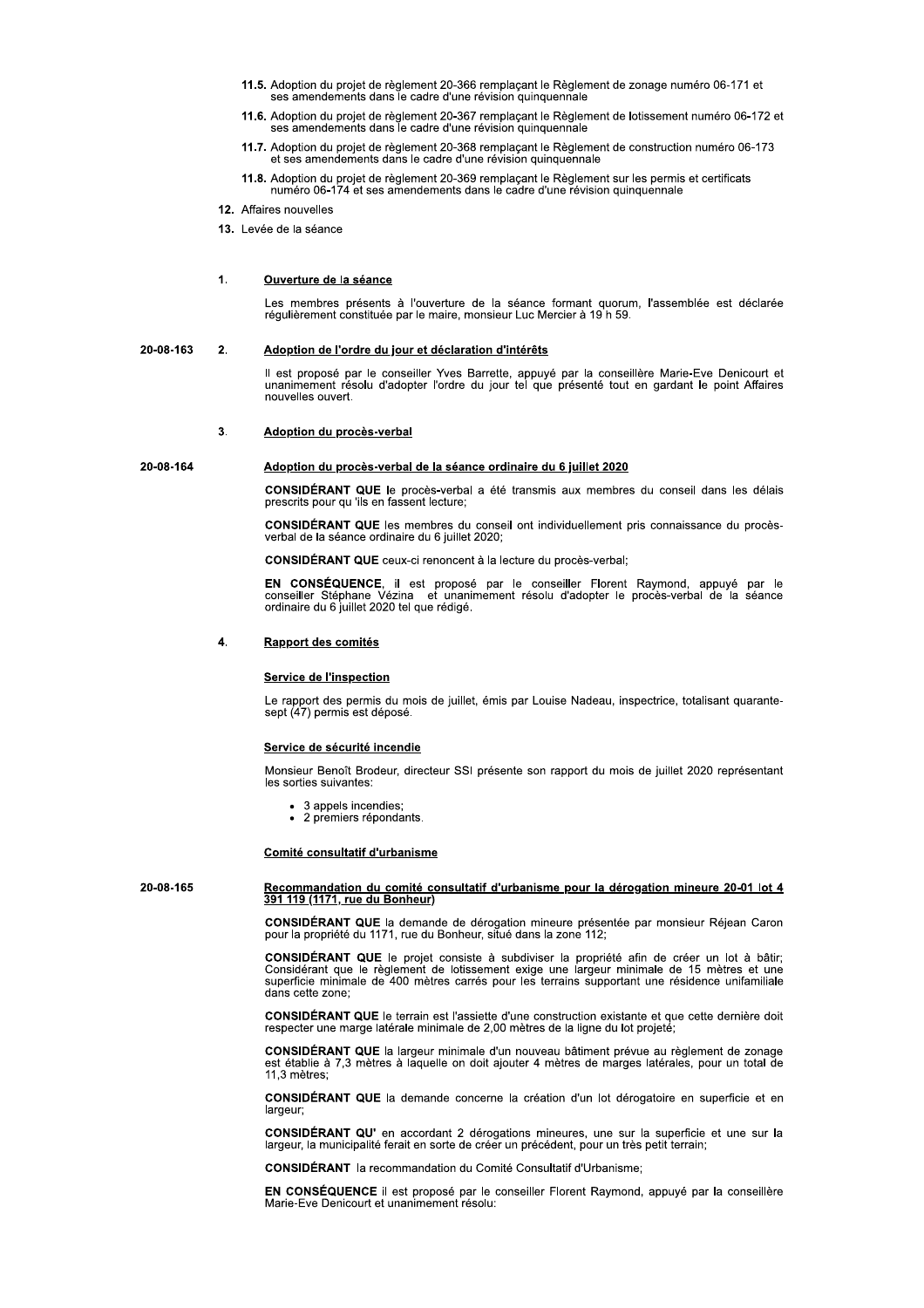**11.5.** Adoption du projet de règlement 20-366 remplaçant le Règlement de zonage numéro 06-171 et ses amendements dans le cadre d'une révision quinquennale

**11.6.** Adoption du projet de règlement 20-367 remplaçant le Règlement de lotissement numéro 06-172 et ses amendements dans le cadre d'une révision quinquennale

**11.7.** Adoption du projet de règlement 20-368 remplaçant le Règlement de construction numéro 06-173 et ses amendements dans le cadre d'une révision quinquennale

**11.8.** Adoption du projet de règlement 20-369 remplaçant le Règlement sur les permis et certificats numéro 06-174 et ses amendements dans le cadre d'une révision quinquennale

**12.** Affaires nouvelles

**13.** Levée de la séance

## 1. Ouverture de la séance

Les membres présents à l'ouverture de la séance formant quorum, l'assemblée est déclarée régulièrement constituée par le maire, monsieur Luc Mercier à 19 h 59.

20-08-163

## 2. Adoption de l'ordre du jour et déclaration d'intérêts

Il est proposé par le conseiller Yves Barrette, appuyé par la conseillère Marie-Eve Denicourt et unanimement résolu d'adopter l'ordre du jour tel que présenté tout en gardant le point Affaires nouvelles ouvert.

## 3. Adoption du procès-verbal

20-08-164

### Adoption du procès-verbal de la séance ordinaire du 6 juillet 2020

**CONSIDÉRANT QUE** le procès-verbal a été transmis aux membres du conseil dans les délais prescrits pour qu 'ils en fassent lecture;

**CONSIDÉRANT QUE** les membres du conseil ont individuellement pris connaissance du procès-verbal de la séance ordinaire du 6 juillet 2020;

**CONSIDÉRANT QUE** ceux-ci renoncent à la lecture du procès-verbal;

**EN CONSÉQUENCE**, il est proposé par le conseiller Florent Raymond, appuyé par le conseiller Stéphane Vézina et unanimement résolu d'adopter le procès-verbal de la séance ordinaire du 6 juillet 2020 tel que rédigé.

## 4. Rapport des comités

### Service de l'inspection

Le rapport des permis du mois de juillet, émis par Louise Nadeau, inspectrice, totalisant quarante-sept (47) permis est déposé.

### Service de sécurité incendie

Monsieur Benoît Brodeur, directeur SSI présente son rapport du mois de juillet 2020 représentant les sorties suivantes:

- 3 appels incendies;
- 2 premiers répondants.

### Comité consultatif d'urbanisme

20-08-165

### Recommandation du comité consultatif d'urbanisme pour la dérogation mineure 20-01 lot 4 391 119 (1171, rue du Bonheur)

**CONSIDÉRANT QUE** la demande de dérogation mineure présentée par monsieur Réjean Caron pour la propriété du 1171, rue du Bonheur, situé dans la zone 112;

**CONSIDÉRANT QUE** le projet consiste à subdiviser la propriété afin de créer un lot à bâtir; Considérant que le règlement de lotissement exige une largeur minimale de 15 mètres et une superficie minimale de 400 mètres carrés pour les terrains supportant une résidence unifamiliale dans cette zone;

**CONSIDÉRANT QUE** le terrain est l'assiette d'une construction existante et que cette dernière doit respecter une marge latérale minimale de 2,00 mètres de la ligne du lot projeté;

**CONSIDÉRANT QUE** la largeur minimale d'un nouveau bâtiment prévue au règlement de zonage est établie à 7,3 mètres à laquelle on doit ajouter 4 mètres de marges latérales, pour un total de 11,3 mètres;

**CONSIDÉRANT QUE** la demande concerne la création d'un lot dérogatoire en superficie et en largeur;

**CONSIDÉRANT QU'** en accordant 2 dérogations mineures, une sur la superficie et une sur la largeur, la municipalité ferait en sorte de créer un précédent, pour un très petit terrain;

**CONSIDÉRANT** la recommandation du Comité Consultatif d'Urbanisme;

**EN CONSÉQUENCE** il est proposé par le conseiller Florent Raymond, appuyé par la conseillère Marie-Eve Denicourt et unanimement résolu: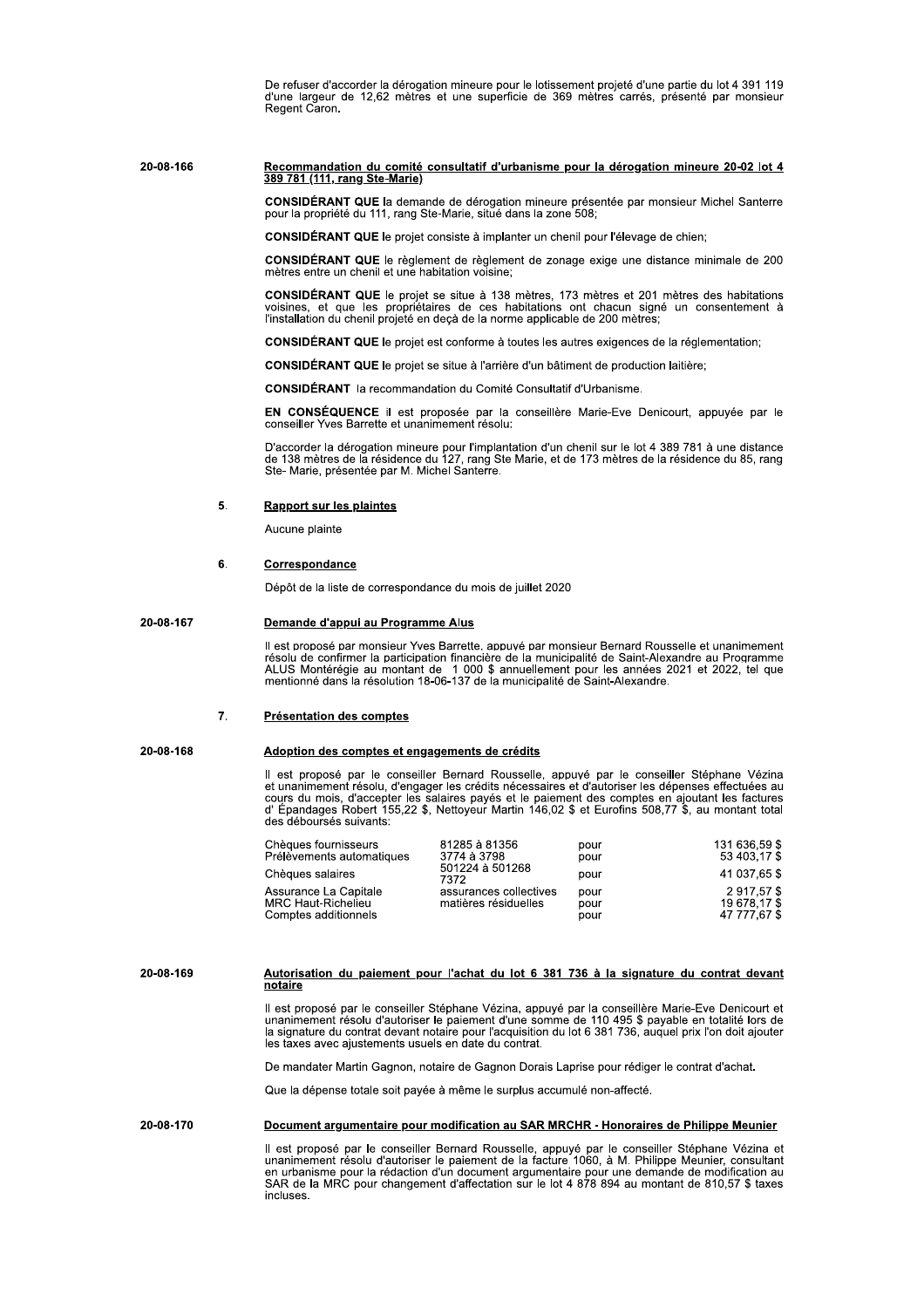De refuser d'accorder la dérogation mineure pour le lotissement projeté d'une partie du lot 4 391 119 d'une largeur de 12,62 mètres et une superficie de 369 mètres carrés, présenté par monsieur Regent Caron.

**20-08-166**

**Recommandation du comité consultatif d'urbanisme pour la dérogation mineure 20-02 lot 4 389 781 (111, rang Ste-Marie)**

**CONSIDÉRANT QUE** la demande de dérogation mineure présentée par monsieur Michel Santerre pour la propriété du 111, rang Ste-Marie, situé dans la zone 508;

**CONSIDÉRANT QUE** le projet consiste à implanter un chenil pour l'élevage de chien;

**CONSIDÉRANT QUE** le règlement de règlement de zonage exige une distance minimale de 200 mètres entre un chenil et une habitation voisine;

**CONSIDÉRANT QUE** le projet se situe à 138 mètres, 173 mètres et 201 mètres des habitations voisines, et que les propriétaires de ces habitations ont chacun signé un consentement à l'installation du chenil projeté en deçà de la norme applicable de 200 mètres;

**CONSIDÉRANT QUE** le projet est conforme à toutes les autres exigences de la réglementation;

**CONSIDÉRANT QUE** le projet se situe à l'arrière d'un bâtiment de production laitière;

**CONSIDÉRANT** la recommandation du Comité Consultatif d'Urbanisme.

**EN CONSÉQUENCE** il est proposée par la conseillère Marie-Eve Denicourt, appuyée par le conseiller Yves Barrette et unanimement résolu:

D'accorder la dérogation mineure pour l'implantation d'un chenil sur le lot 4 389 781 à une distance de 138 mètres de la résidence du 127, rang Ste Marie, et de 173 mètres de la résidence du 85, rang Ste- Marie, présentée par M. Michel Santerre.

## 5. Rapport sur les plaintes

Aucune plainte

## 6. Correspondance

Dépôt de la liste de correspondance du mois de juillet 2020

**20-08-167**

**Demande d'appui au Programme Alus**

Il est proposé par monsieur Yves Barrette, appuyé par monsieur Bernard Rousselle et unanimement résolu de confirmer la participation financière de la municipalité de Saint-Alexandre au Programme ALUS Montérégie au montant de 1 000 $ annuellement pour les années 2021 et 2022, tel que mentionné dans la résolution 18-06-137 de la municipalité de Saint-Alexandre.

## 7. Présentation des comptes

**20-08-168**

**Adoption des comptes et engagements de crédits**

Il est proposé par le conseiller Bernard Rousselle, appuyé par le conseiller Stéphane Vézina et unanimement résolu, d'engager les crédits nécessaires et d'autoriser les dépenses effectuées au cours du mois, d'accepter les salaires payés et le paiement des comptes en ajoutant les factures d' Épandages Robert 155,22 $, Nettoyeur Martin 146,02 $ et Eurofins 508,77 $, au montant total des déboursés suivants:

| | | | |
|---|---|---|---|
| Chèques fournisseurs | 81285 à 81356 | pour | 131 636,59 $ |
| Prélèvements automatiques | 3774 à 3798 | pour | 53 403,17 $ |
| Chèques salaires | 501224 à 501268 7372 | pour | 41 037,65 $ |
| Assurance La Capitale | assurances collectives | pour | 2 917,57 $ |
| MRC Haut-Richelieu | matières résiduelles | pour | 19 678,17 $ |
| Comptes additionnels | | pour | 47 777,67 $ |

**20-08-169**

**Autorisation du paiement pour l'achat du lot 6 381 736 à la signature du contrat devant notaire**

Il est proposé par le conseiller Stéphane Vézina, appuyé par la conseillère Marie-Eve Denicourt et unanimement résolu d'autoriser le paiement d'une somme de 110 495 $ payable en totalité lors de la signature du contrat devant notaire pour l'acquisition du lot 6 381 736, auquel prix l'on doit ajouter les taxes avec ajustements usuels en date du contrat.

De mandater Martin Gagnon, notaire de Gagnon Dorais Laprise pour rédiger le contrat d'achat.

Que la dépense totale soit payée à même le surplus accumulé non-affecté.

**20-08-170**

**Document argumentaire pour modification au SAR MRCHR - Honoraires de Philippe Meunier**

Il est proposé par le conseiller Bernard Rousselle, appuyé par le conseiller Stéphane Vézina et unanimement résolu d'autoriser le paiement de la facture 1060, à M. Philippe Meunier, consultant en urbanisme pour la rédaction d'un document argumentaire pour une demande de modification au SAR de la MRC pour changement d'affectation sur le lot 4 878 894 au montant de 810,57 $ taxes incluses.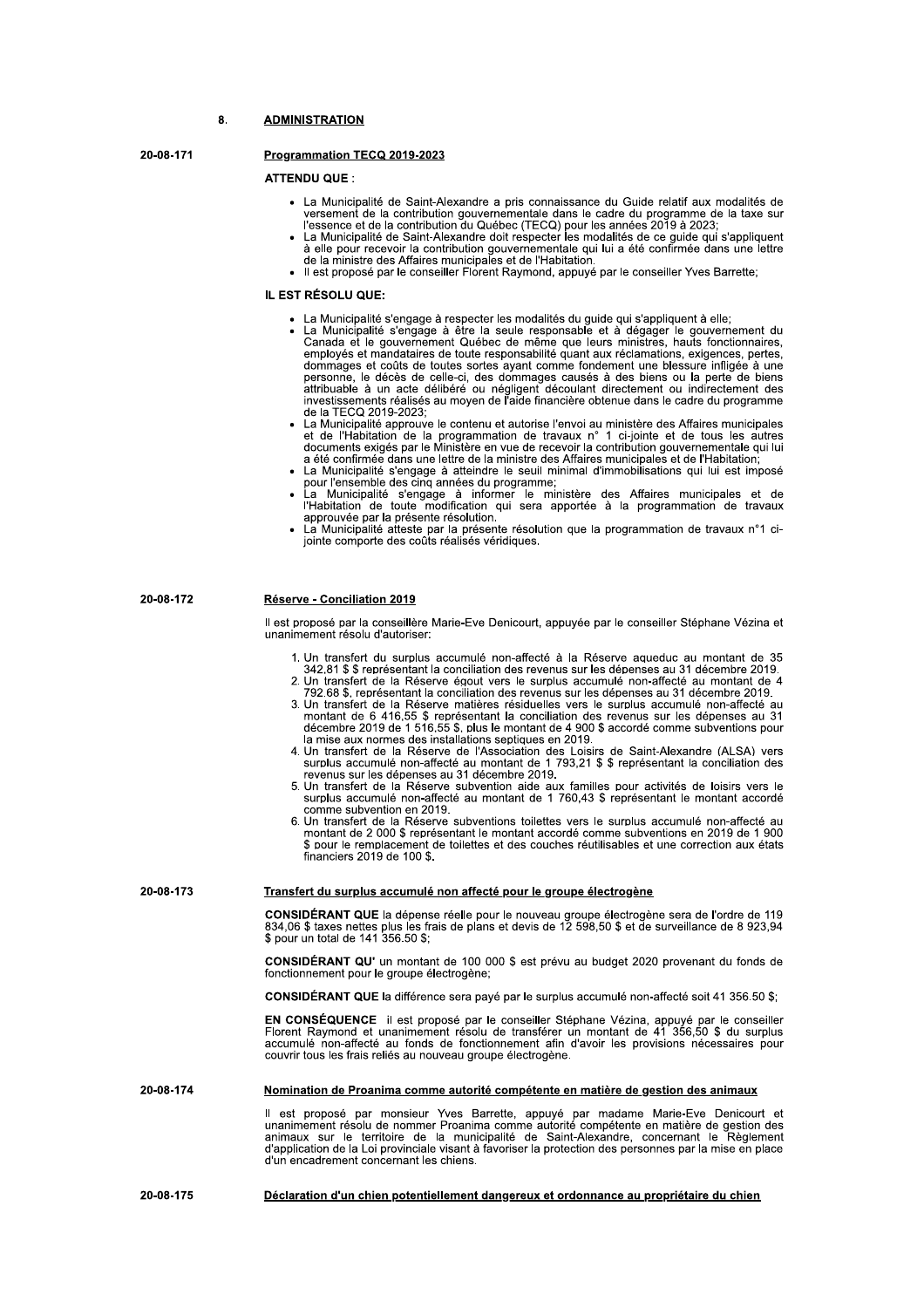## 8. ADMINISTRATION

**20-08-171**

### Programmation TECQ 2019-2023

**ATTENDU QUE :**

- La Municipalité de Saint-Alexandre a pris connaissance du Guide relatif aux modalités de versement de la contribution gouvernementale dans le cadre du programme de la taxe sur l'essence et de la contribution du Québec (TECQ) pour les années 2019 à 2023;
- La Municipalité de Saint-Alexandre doit respecter les modalités de ce guide qui s'appliquent à elle pour recevoir la contribution gouvernementale qui lui a été confirmée dans une lettre de la ministre des Affaires municipales et de l'Habitation.
- Il est proposé par le conseiller Florent Raymond, appuyé par le conseiller Yves Barrette;

**IL EST RÉSOLU QUE:**

- La Municipalité s'engage à respecter les modalités du guide qui s'appliquent à elle;
- La Municipalité s'engage à être la seule responsable et à dégager le gouvernement du Canada et le gouvernement Québec de même que leurs ministres, hauts fonctionnaires, employés et mandataires de toute responsabilité quant aux réclamations, exigences, pertes, dommages et coûts de toutes sortes ayant comme fondement une blessure infligée à une personne, le décès de celle-ci, des dommages causés à des biens ou la perte de biens attribuable à un acte délibéré ou négligent découlant directement ou indirectement des investissements réalisés au moyen de l'aide financière obtenue dans le cadre du programme de la TECQ 2019-2023;
- La Municipalité approuve le contenu et autorise l'envoi au ministère des Affaires municipales et de l'Habitation de la programmation de travaux n° 1 ci-jointe et de tous les autres documents exigés par le Ministère en vue de recevoir la contribution gouvernementale qui lui a été confirmée dans une lettre de la ministre des Affaires municipales et de l'Habitation;
- La Municipalité s'engage à atteindre le seuil minimal d'immobilisations qui lui est imposé pour l'ensemble des cinq années du programme;
- La Municipalité s'engage à informer le ministère des Affaires municipales et de l'Habitation de toute modification qui sera apportée à la programmation de travaux approuvée par la présente résolution.
- La Municipalité atteste par la présente résolution que la programmation de travaux n°1 ci-jointe comporte des coûts réalisés véridiques.

**20-08-172**

### Réserve - Conciliation 2019

Il est proposé par la conseillère Marie-Eve Denicourt, appuyée par le conseiller Stéphane Vézina et unanimement résolu d'autoriser:

1. Un transfert du surplus accumulé non-affecté à la Réserve aqueduc au montant de 35 342,81 $ $ représentant la conciliation des revenus sur les dépenses au 31 décembre 2019.
2. Un transfert de la Réserve égout vers le surplus accumulé non-affecté au montant de 4 792.68 $, représentant la conciliation des revenus sur les dépenses au 31 décembre 2019.
3. Un transfert de la Réserve matières résiduelles vers le surplus accumulé non-affecté au montant de 6 416,55 $ représentant la conciliation des revenus sur les dépenses au 31 décembre 2019 de 1 516,55 $, plus le montant de 4 900 $ accordé comme subventions pour la mise aux normes des installations septiques en 2019.
4. Un transfert de la Réserve de l'Association des Loisirs de Saint-Alexandre (ALSA) vers surplus accumulé non-affecté au montant de 1 793,21 $ $ représentant la conciliation des revenus sur les dépenses au 31 décembre 2019.
5. Un transfert de la Réserve subvention aide aux familles pour activités de loisirs vers le surplus accumulé non-affecté au montant de 1 760,43 $ représentant le montant accordé comme subvention en 2019.
6. Un transfert de la Réserve subventions toilettes vers le surplus accumulé non-affecté au montant de 2 000 $ représentant le montant accordé comme subventions en 2019 de 1 900 $ pour le remplacement de toilettes et des couches réutilisables et une correction aux états financiers 2019 de 100 $.

**20-08-173**

### Transfert du surplus accumulé non affecté pour le groupe électrogène

**CONSIDÉRANT QUE** la dépense réelle pour le nouveau groupe électrogène sera de l'ordre de 119 834,06 $ taxes nettes plus les frais de plans et devis de 12 598,50 $ et de surveillance de 8 923,94 $ pour un total de 141 356.50 $;

**CONSIDÉRANT QU'** un montant de 100 000 $ est prévu au budget 2020 provenant du fonds de fonctionnement pour le groupe électrogène;

**CONSIDÉRANT QUE** la différence sera payé par le surplus accumulé non-affecté soit 41 356.50 $;

**EN CONSÉQUENCE** il est proposé par le conseiller Stéphane Vézina, appuyé par le conseiller Florent Raymond et unanimement résolu de transférer un montant de 41 356,50 $ du surplus accumulé non-affecté au fonds de fonctionnement afin d'avoir les provisions nécessaires pour couvrir tous les frais reliés au nouveau groupe électrogène.

**20-08-174**

### Nomination de Proanima comme autorité compétente en matière de gestion des animaux

Il est proposé par monsieur Yves Barrette, appuyé par madame Marie-Eve Denicourt et unanimement résolu de nommer Proanima comme autorité compétente en matière de gestion des animaux sur le territoire de la municipalité de Saint-Alexandre, concernant le Règlement d'application de la Loi provinciale visant à favoriser la protection des personnes par la mise en place d'un encadrement concernant les chiens.

**20-08-175**

### Déclaration d'un chien potentiellement dangereux et ordonnance au propriétaire du chien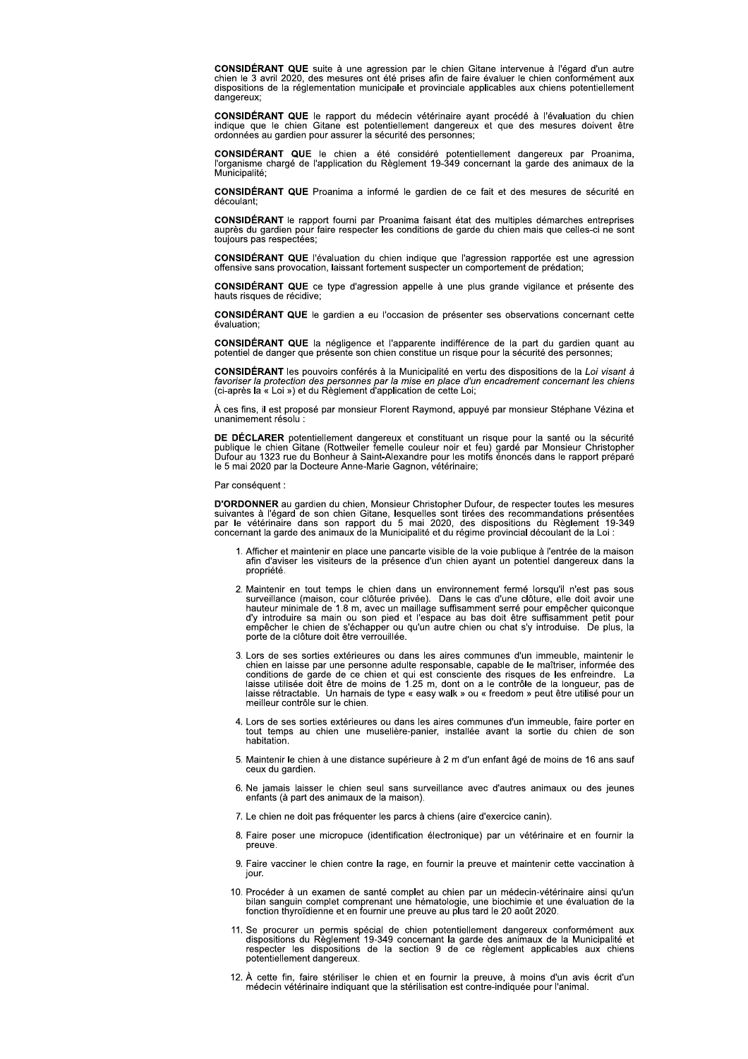**CONSIDÉRANT QUE** suite à une agression par le chien Gitane intervenue à l'égard d'un autre chien le 3 avril 2020, des mesures ont été prises afin de faire évaluer le chien conformément aux dispositions de la réglementation municipale et provinciale applicables aux chiens potentiellement dangereux;

**CONSIDÉRANT QUE** le rapport du médecin vétérinaire ayant procédé à l'évaluation du chien indique que le chien Gitane est potentiellement dangereux et que des mesures doivent être ordonnées au gardien pour assurer la sécurité des personnes;

**CONSIDÉRANT QUE** le chien a été considéré potentiellement dangereux par Proanima, l'organisme chargé de l'application du Règlement 19-349 concernant la garde des animaux de la Municipalité;

**CONSIDÉRANT QUE** Proanima a informé le gardien de ce fait et des mesures de sécurité en découlant;

**CONSIDÉRANT** le rapport fourni par Proanima faisant état des multiples démarches entreprises auprès du gardien pour faire respecter les conditions de garde du chien mais que celles-ci ne sont toujours pas respectées;

**CONSIDÉRANT QUE** l'évaluation du chien indique que l'agression rapportée est une agression offensive sans provocation, laissant fortement suspecter un comportement de prédation;

**CONSIDÉRANT QUE** ce type d'agression appelle à une plus grande vigilance et présente des hauts risques de récidive;

**CONSIDÉRANT QUE** le gardien a eu l'occasion de présenter ses observations concernant cette évaluation;

**CONSIDÉRANT QUE** la négligence et l'apparente indifférence de la part du gardien quant au potentiel de danger que présente son chien constitue un risque pour la sécurité des personnes;

**CONSIDÉRANT** les pouvoirs conférés à la Municipalité en vertu des dispositions de la *Loi visant à favoriser la protection des personnes par la mise en place d'un encadrement concernant les chiens* (ci-après la « Loi ») et du Règlement d'application de cette Loi;

À ces fins, il est proposé par monsieur Florent Raymond, appuyé par monsieur Stéphane Vézina et unanimement résolu :

**DE DÉCLARER** potentiellement dangereux et constituant un risque pour la santé ou la sécurité publique le chien Gitane (Rottweiler femelle couleur noir et feu) gardé par Monsieur Christopher Dufour au 1323 rue du Bonheur à Saint-Alexandre pour les motifs énoncés dans le rapport préparé le 5 mai 2020 par la Docteure Anne-Marie Gagnon, vétérinaire;

Par conséquent :

**D'ORDONNER** au gardien du chien, Monsieur Christopher Dufour, de respecter toutes les mesures suivantes à l'égard de son chien Gitane, lesquelles sont tirées des recommandations présentées par le vétérinaire dans son rapport du 5 mai 2020, des dispositions du Règlement 19-349 concernant la garde des animaux de la Municipalité et du régime provincial découlant de la Loi :

1. Afficher et maintenir en place une pancarte visible de la voie publique à l'entrée de la maison afin d'aviser les visiteurs de la présence d'un chien ayant un potentiel dangereux dans la propriété.
2. Maintenir en tout temps le chien dans un environnement fermé lorsqu'il n'est pas sous surveillance (maison, cour clôturée privée). Dans le cas d'une clôture, elle doit avoir une hauteur minimale de 1.8 m, avec un maillage suffisamment serré pour empêcher quiconque d'y introduire sa main ou son pied et l'espace au bas doit être suffisamment petit pour empêcher le chien de s'échapper ou qu'un autre chien ou chat s'y introduise. De plus, la porte de la clôture doit être verrouillée.
3. Lors de ses sorties extérieures ou dans les aires communes d'un immeuble, maintenir le chien en laisse par une personne adulte responsable, capable de le maîtriser, informée des conditions de garde de ce chien et qui est consciente des risques de les enfreindre. La laisse utilisée doit être de moins de 1.25 m, dont on a le contrôle de la longueur, pas de laisse rétractable. Un harnais de type « easy walk » ou « freedom » peut être utilisé pour un meilleur contrôle sur le chien.
4. Lors de ses sorties extérieures ou dans les aires communes d'un immeuble, faire porter en tout temps au chien une muselière-panier, installée avant la sortie du chien de son habitation.
5. Maintenir le chien à une distance supérieure à 2 m d'un enfant âgé de moins de 16 ans sauf ceux du gardien.
6. Ne jamais laisser le chien seul sans surveillance avec d'autres animaux ou des jeunes enfants (à part des animaux de la maison).
7. Le chien ne doit pas fréquenter les parcs à chiens (aire d'exercice canin).
8. Faire poser une micropuce (identification électronique) par un vétérinaire et en fournir la preuve.
9. Faire vacciner le chien contre la rage, en fournir la preuve et maintenir cette vaccination à jour.
10. Procéder à un examen de santé complet au chien par un médecin-vétérinaire ainsi qu'un bilan sanguin complet comprenant une hématologie, une biochimie et une évaluation de la fonction thyroïdienne et en fournir une preuve au plus tard le 20 août 2020.
11. Se procurer un permis spécial de chien potentiellement dangereux conformément aux dispositions du Règlement 19-349 concernant la garde des animaux de la Municipalité et respecter les dispositions de la section 9 de ce règlement applicables aux chiens potentiellement dangereux.
12. À cette fin, faire stériliser le chien et en fournir la preuve, à moins d'un avis écrit d'un médecin vétérinaire indiquant que la stérilisation est contre-indiquée pour l'animal.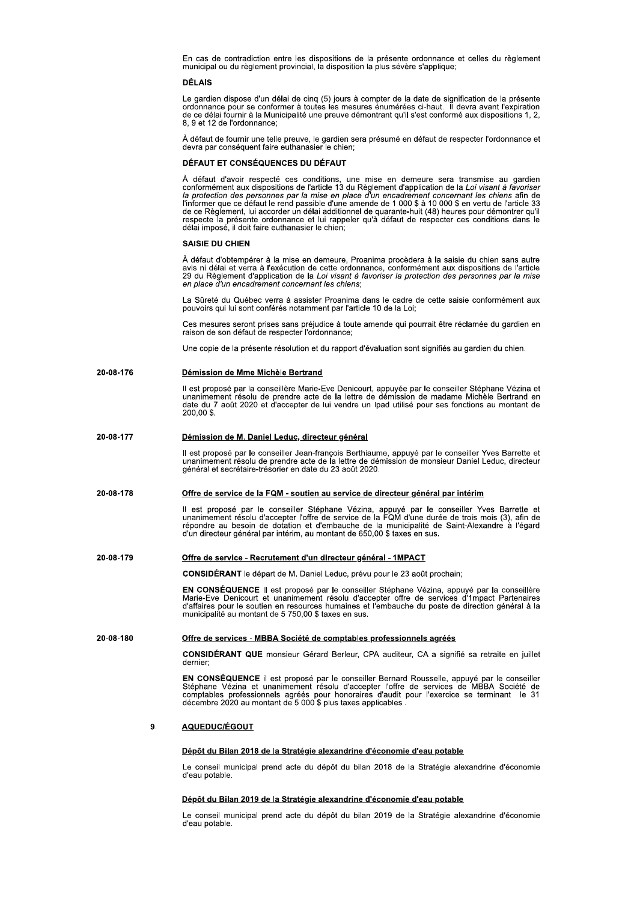En cas de contradiction entre les dispositions de la présente ordonnance et celles du règlement municipal ou du règlement provincial, la disposition la plus sévère s'applique;

**DÉLAIS**

Le gardien dispose d'un délai de cinq (5) jours à compter de la date de signification de la présente ordonnance pour se conformer à toutes les mesures énumérées ci-haut. Il devra avant l'expiration de ce délai fournir à la Municipalité une preuve démontrant qu'il s'est conformé aux dispositions 1, 2, 8, 9 et 12 de l'ordonnance;

À défaut de fournir une telle preuve, le gardien sera présumé en défaut de respecter l'ordonnance et devra par conséquent faire euthanasier le chien;

**DÉFAUT ET CONSÉQUENCES DU DÉFAUT**

À défaut d'avoir respecté ces conditions, une mise en demeure sera transmise au gardien conformément aux dispositions de l'article 13 du Règlement d'application de la *Loi visant à favoriser la protection des personnes par la mise en place d'un encadrement concernant les chiens* afin de l'informer que ce défaut le rend passible d'une amende de 1 000 $ à 10 000 $ en vertu de l'article 33 de ce Règlement, lui accorder un délai additionnel de quarante-huit (48) heures pour démontrer qu'il respecte la présente ordonnance et lui rappeler qu'à défaut de respecter ces conditions dans le délai imposé, il doit faire euthanasier le chien;

**SAISIE DU CHIEN**

À défaut d'obtempérer à la mise en demeure, Proanima procèdera à la saisie du chien sans autre avis ni délai et verra à l'exécution de cette ordonnance, conformément aux dispositions de l'article 29 du Règlement d'application de la *Loi visant à favoriser la protection des personnes par la mise en place d'un encadrement concernant les chiens*;

La Sûreté du Québec verra à assister Proanima dans le cadre de cette saisie conformément aux pouvoirs qui lui sont conférés notamment par l'article 10 de la Loi;

Ces mesures seront prises sans préjudice à toute amende qui pourrait être réclamée du gardien en raison de son défaut de respecter l'ordonnance;

Une copie de la présente résolution et du rapport d'évaluation sont signifiés au gardien du chien.

**20-08-176** **Démission de Mme Michèle Bertrand**

Il est proposé par la conseillère Marie-Eve Denicourt, appuyée par le conseiller Stéphane Vézina et unanimement résolu de prendre acte de la lettre de démission de madame Michèle Bertrand en date du 7 août 2020 et d'accepter de lui vendre un Ipad utilisé pour ses fonctions au montant de 200,00 $.

**20-08-177** **Démission de M. Daniel Leduc, directeur général**

Il est proposé par le conseiller Jean-françois Berthiaume, appuyé par le conseiller Yves Barrette et unanimement résolu de prendre acte de la lettre de démission de monsieur Daniel Leduc, directeur général et secrétaire-trésorier en date du 23 août 2020.

**20-08-178** **Offre de service de la FQM - soutien au service de directeur général par intérim**

Il est proposé par le conseiller Stéphane Vézina, appuyé par le conseiller Yves Barrette et unanimement résolu d'accepter l'offre de service de la FQM d'une durée de trois mois (3), afin de répondre au besoin de dotation et d'embauche de la municipalité de Saint-Alexandre à l'égard d'un directeur général par intérim, au montant de 650,00 $ taxes en sus.

**20-08-179** **Offre de service - Recrutement d'un directeur général - 1MPACT**

**CONSIDÉRANT** le départ de M. Daniel Leduc, prévu pour le 23 août prochain;

**EN CONSÉQUENCE** Il est proposé par le conseiller Stéphane Vézina, appuyé par la conseillère Marie-Eve Denicourt et unanimement résolu d'accepter offre de services d'1mpact Partenaires d'affaires pour le soutien en resources humaines et l'embauche du poste de direction général à la municipalité au montant de 5 750,00 $ taxes en sus.

**20-08-180** **Offre de services - MBBA Société de comptables professionnels agréés**

**CONSIDÉRANT QUE** monsieur Gérard Berleur, CPA auditeur, CA a signifié sa retraite en juillet dernier;

**EN CONSÉQUENCE** il est proposé par le conseiller Bernard Rousselle, appuyé par le conseiller Stéphane Vézina et unanimement résolu d'accepter l'offre de services de MBBA Société de comptables professionnels agréés pour honoraires d'audit pour l'exercice se terminant le 31 décembre 2020 au montant de 5 000 $ plus taxes applicables .

## 9. AQUEDUC/ÉGOUT

**Dépôt du Bilan 2018 de la Stratégie alexandrine d'économie d'eau potable**

Le conseil municipal prend acte du dépôt du bilan 2018 de la Stratégie alexandrine d'économie d'eau potable.

**Dépôt du Bilan 2019 de la Stratégie alexandrine d'économie d'eau potable**

Le conseil municipal prend acte du dépôt du bilan 2019 de la Stratégie alexandrine d'économie d'eau potable.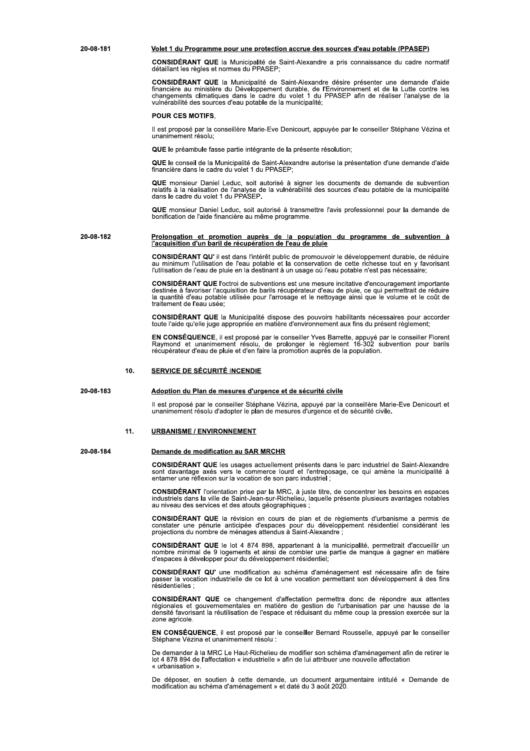**20-08-181** **Volet 1 du Programme pour une protection accrue des sources d'eau potable (PPASEP)**

**CONSIDÉRANT QUE** la Municipalité de Saint-Alexandre a pris connaissance du cadre normatif détaillant les règles et normes du PPASEP;

**CONSIDÉRANT QUE** la Municipalité de Saint-Alexandre désire présenter une demande d'aide financière au ministère du Développement durable, de l'Environnement et de la Lutte contre les changements climatiques dans le cadre du volet 1 du PPASEP afin de réaliser l'analyse de la vulnérabilité des sources d'eau potable de la municipalité;

**POUR CES MOTIFS**,

Il est proposé par la conseillère Marie-Eve Denicourt, appuyée par le conseiller Stéphane Vézina et unanimement résolu;

**QUE** le préambule fasse partie intégrante de la présente résolution;

**QUE** le conseil de la Municipalité de Saint-Alexandre autorise la présentation d'une demande d'aide financière dans le cadre du volet 1 du PPASEP;

**QUE** monsieur Daniel Leduc, soit autorisé à signer les documents de demande de subvention relatifs à la réalisation de l'analyse de la vulnérabilité des sources d'eau potable de la municipalité dans le cadre du volet 1 du PPASEP.

**QUE** monsieur Daniel Leduc, soit autorisé à transmettre l'avis professionnel pour la demande de bonification de l'aide financière au même programme.

**20-08-182** **Prolongation et promotion auprès de la population du programme de subvention à l'acquisition d'un baril de récupération de l'eau de pluie**

**CONSIDÉRANT QU'** il est dans l'intérêt public de promouvoir le développement durable, de réduire au minimum l'utilisation de l'eau potable et la conservation de cette richesse tout en y favorisant l'utilisation de l'eau de pluie en la destinant à un usage où l'eau potable n'est pas nécessaire;

**CONSIDÉRANT QUE** l'octroi de subventions est une mesure incitative d'encouragement importante destinée à favoriser l'acquisition de barils récupérateur d'eau de pluie, ce qui permettrait de réduire la quantité d'eau potable utilisée pour l'arrosage et le nettoyage ainsi que le volume et le coût de traitement de l'eau usée;

**CONSIDÉRANT QUE** la Municipalité dispose des pouvoirs habilitants nécessaires pour accorder toute l'aide qu'elle juge appropriée en matière d'environnement aux fins du présent règlement;

**EN CONSÉQUENCE**, il est proposé par le conseiller Yves Barrette, appuyé par le conseiller Florent Raymond et unanimement résolu, de prolonger le règlement 16-302 subvention pour barils récupérateur d'eau de pluie et d'en faire la promotion auprès de la population.

## 10. SERVICE DE SÉCURITÉ INCENDIE

**20-08-183** **Adoption du Plan de mesures d'urgence et de sécurité civile**

Il est proposé par le conseiller Stéphane Vézina, appuyé par la conseillère Marie-Eve Denicourt et unanimement résolu d'adopter le plan de mesures d'urgence et de sécurité civile.

## 11. URBANISME / ENVIRONNEMENT

**20-08-184** **Demande de modification au SAR MRCHR**

**CONSIDÉRANT QUE** les usages actuellement présents dans le parc industriel de Saint-Alexandre sont davantage axés vers le commerce lourd et l'entreposage, ce qui amène la municipalité à entamer une réflexion sur la vocation de son parc industriel ;

**CONSIDÉRANT** l'orientation prise par la MRC, à juste titre, de concentrer les besoins en espaces industriels dans la ville de Saint-Jean-sur-Richelieu, laquelle présente plusieurs avantages notables au niveau des services et des atouts géographiques ;

**CONSIDÉRANT QUE** la révision en cours de plan et de règlements d'urbanisme a permis de constater une pénurie anticipée d'espaces pour du développement résidentiel considérant les projections du nombre de ménages attendus à Saint-Alexandre ;

**CONSIDÉRANT QUE** le lot 4 874 898, appartenant à la municipalité, permettrait d'accueillir un nombre minimal de 9 logements et ainsi de combler une partie de manque à gagner en matière d'espaces à développer pour du développement résidentiel;

**CONSIDÉRANT QU'** une modification au schéma d'aménagement est nécessaire afin de faire passer la vocation industrielle de ce lot à une vocation permettant son développement à des fins résidentielles ;

**CONSIDÉRANT QUE** ce changement d'affectation permettra donc de répondre aux attentes régionales et gouvernementales en matière de gestion de l'urbanisation par une hausse de la densité favorisant la réutilisation de l'espace et réduisant du même coup la pression exercée sur la zone agricole.

**EN CONSÉQUENCE**, il est proposé par le conseiller Bernard Rousselle, appuyé par le conseiller Stéphane Vézina et unanimement résolu :

De demander à la MRC Le Haut-Richelieu de modifier son schéma d'aménagement afin de retirer le lot 4 878 894 de l'affectation « industrielle » afin de lui attribuer une nouvelle affectation « urbanisation ».

De déposer, en soutien à cette demande, un document argumentaire intitulé « Demande de modification au schéma d'aménagement » et daté du 3 août 2020.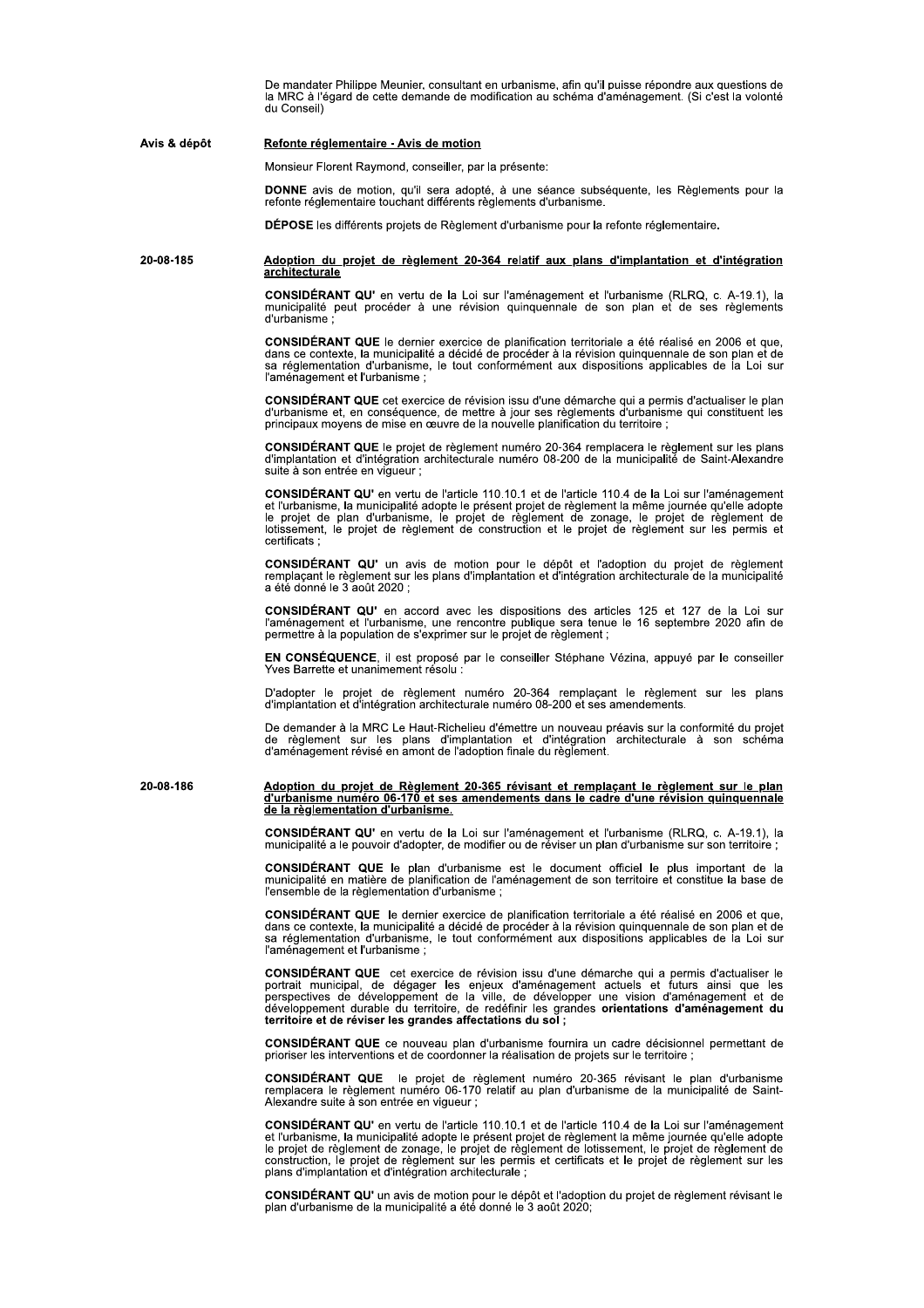De mandater Philippe Meunier, consultant en urbanisme, afin qu'il puisse répondre aux questions de la MRC à l'égard de cette demande de modification au schéma d'aménagement. (Si c'est la volonté du Conseil)

**Avis & dépôt**

**Refonte réglementaire - Avis de motion**

Monsieur Florent Raymond, conseiller, par la présente:

**DONNE** avis de motion, qu'il sera adopté, à une séance subséquente, les Règlements pour la refonte réglementaire touchant différents règlements d'urbanisme.

**DÉPOSE** les différents projets de Règlement d'urbanisme pour la refonte réglementaire.

**20-08-185**

**Adoption du projet de règlement 20-364 relatif aux plans d'implantation et d'intégration architecturale**

**CONSIDÉRANT QU'** en vertu de la Loi sur l'aménagement et l'urbanisme (RLRQ, c. A-19.1), la municipalité peut procéder à une révision quinquennale de son plan et de ses règlements d'urbanisme ;

**CONSIDÉRANT QUE** le dernier exercice de planification territoriale a été réalisé en 2006 et que, dans ce contexte, la municipalité a décidé de procéder à la révision quinquennale de son plan et de sa réglementation d'urbanisme, le tout conformément aux dispositions applicables de la Loi sur l'aménagement et l'urbanisme ;

**CONSIDÉRANT QUE** cet exercice de révision issu d'une démarche qui a permis d'actualiser le plan d'urbanisme et, en conséquence, de mettre à jour ses règlements d'urbanisme qui constituent les principaux moyens de mise en œuvre de la nouvelle planification du territoire ;

**CONSIDÉRANT QUE** le projet de règlement numéro 20-364 remplacera le règlement sur les plans d'implantation et d'intégration architecturale numéro 08-200 de la municipalité de Saint-Alexandre suite à son entrée en vigueur ;

**CONSIDÉRANT QU'** en vertu de l'article 110.10.1 et de l'article 110.4 de la Loi sur l'aménagement et l'urbanisme, la municipalité adopte le présent projet de règlement la même journée qu'elle adopte le projet de plan d'urbanisme, le projet de règlement de zonage, le projet de règlement de lotissement, le projet de règlement de construction et le projet de règlement sur les permis et certificats ;

**CONSIDÉRANT QU'** un avis de motion pour le dépôt et l'adoption du projet de règlement remplaçant le règlement sur les plans d'implantation et d'intégration architecturale de la municipalité a été donné le 3 août 2020 ;

**CONSIDÉRANT QU'** en accord avec les dispositions des articles 125 et 127 de la Loi sur l'aménagement et l'urbanisme, une rencontre publique sera tenue le 16 septembre 2020 afin de permettre à la population de s'exprimer sur le projet de règlement ;

**EN CONSÉQUENCE**, il est proposé par le conseiller Stéphane Vézina, appuyé par le conseiller Yves Barrette et unanimement résolu :

D'adopter le projet de règlement numéro 20-364 remplaçant le règlement sur les plans d'implantation et d'intégration architecturale numéro 08-200 et ses amendements.

De demander à la MRC Le Haut-Richelieu d'émettre un nouveau préavis sur la conformité du projet de règlement sur les plans d'implantation et d'intégration architecturale à son schéma d'aménagement révisé en amont de l'adoption finale du règlement.

**20-08-186**

**Adoption du projet de Règlement 20-365 révisant et remplaçant le règlement sur le plan d'urbanisme numéro 06-170 et ses amendements dans le cadre d'une révision quinquennale de la règlementation d'urbanisme.**

**CONSIDÉRANT QU'** en vertu de la Loi sur l'aménagement et l'urbanisme (RLRQ, c. A-19.1), la municipalité a le pouvoir d'adopter, de modifier ou de réviser un plan d'urbanisme sur son territoire ;

**CONSIDÉRANT QUE** le plan d'urbanisme est le document officiel le plus important de la municipalité en matière de planification de l'aménagement de son territoire et constitue la base de l'ensemble de la règlementation d'urbanisme ;

**CONSIDÉRANT QUE** le dernier exercice de planification territoriale a été réalisé en 2006 et que, dans ce contexte, la municipalité a décidé de procéder à la révision quinquennale de son plan et de sa réglementation d'urbanisme, le tout conformément aux dispositions applicables de la Loi sur l'aménagement et l'urbanisme ;

**CONSIDÉRANT QUE** cet exercice de révision issu d'une démarche qui a permis d'actualiser le portrait municipal, de dégager les enjeux d'aménagement actuels et futurs ainsi que les perspectives de développement de la ville, de développer une vision d'aménagement et de développement durable du territoire, de redéfinir les grandes **orientations d'aménagement du territoire et de réviser les grandes affectations du sol ;**

**CONSIDÉRANT QUE** ce nouveau plan d'urbanisme fournira un cadre décisionnel permettant de prioriser les interventions et de coordonner la réalisation de projets sur le territoire ;

**CONSIDÉRANT QUE** le projet de règlement numéro 20-365 révisant le plan d'urbanisme remplacera le règlement numéro 06-170 relatif au plan d'urbanisme de la municipalité de Saint-Alexandre suite à son entrée en vigueur ;

**CONSIDÉRANT QU'** en vertu de l'article 110.10.1 et de l'article 110.4 de la Loi sur l'aménagement et l'urbanisme, la municipalité adopte le présent projet de règlement la même journée qu'elle adopte le projet de règlement de zonage, le projet de règlement de lotissement, le projet de règlement de construction, le projet de règlement sur les permis et certificats et le projet de règlement sur les plans d'implantation et d'intégration architecturale ;

**CONSIDÉRANT QU'** un avis de motion pour le dépôt et l'adoption du projet de règlement révisant le plan d'urbanisme de la municipalité a été donné le 3 août 2020;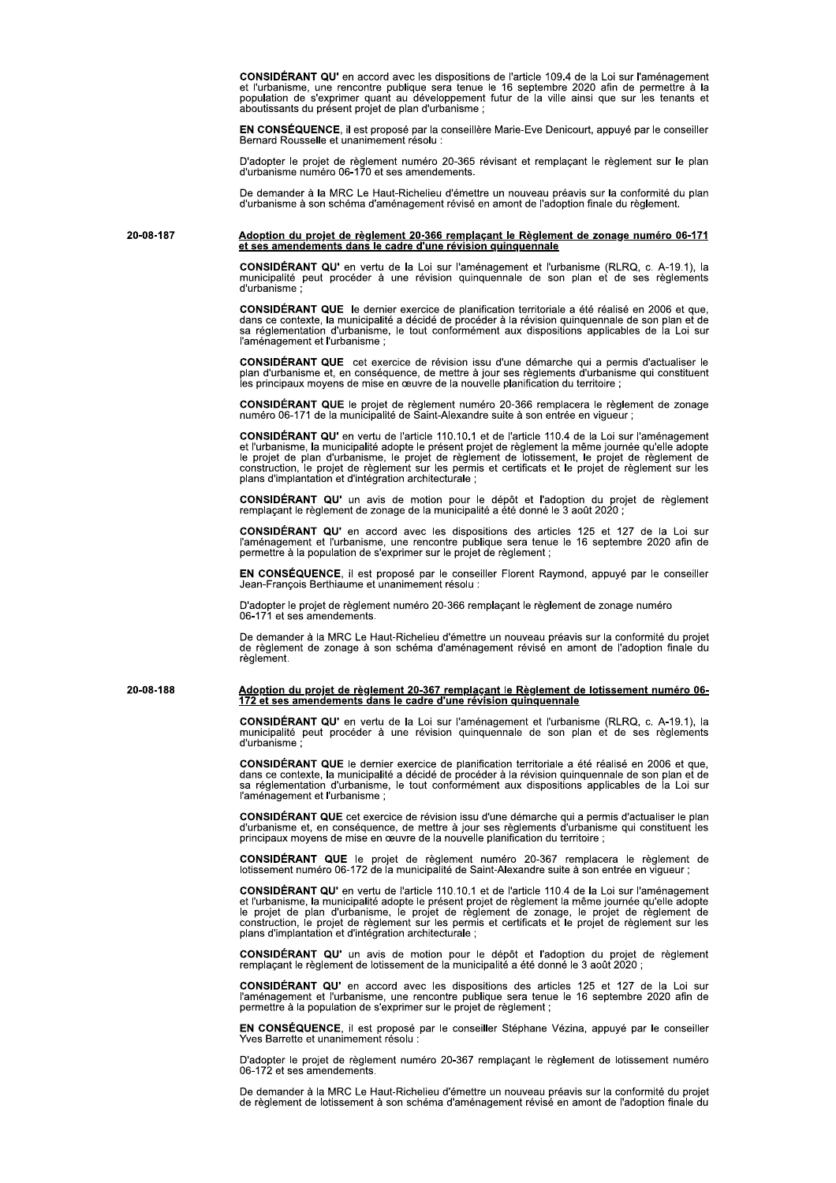**CONSIDÉRANT QU'** en accord avec les dispositions de l'article 109.4 de la Loi sur l'aménagement et l'urbanisme, une rencontre publique sera tenue le 16 septembre 2020 afin de permettre à la population de s'exprimer quant au développement futur de la ville ainsi que sur les tenants et aboutissants du présent projet de plan d'urbanisme ;

**EN CONSÉQUENCE**, il est proposé par la conseillère Marie-Eve Denicourt, appuyé par le conseiller Bernard Rousselle et unanimement résolu :

D'adopter le projet de règlement numéro 20-365 révisant et remplaçant le règlement sur le plan d'urbanisme numéro 06-170 et ses amendements.

De demander à la MRC Le Haut-Richelieu d'émettre un nouveau préavis sur la conformité du plan d'urbanisme à son schéma d'aménagement révisé en amont de l'adoption finale du règlement.

**20-08-187**

**Adoption du projet de règlement 20-366 remplaçant le Règlement de zonage numéro 06-171 et ses amendements dans le cadre d'une révision quinquennale**

**CONSIDÉRANT QU'** en vertu de la Loi sur l'aménagement et l'urbanisme (RLRQ, c. A-19.1), la municipalité peut procéder à une révision quinquennale de son plan et de ses règlements d'urbanisme ;

**CONSIDÉRANT QUE** le dernier exercice de planification territoriale a été réalisé en 2006 et que, dans ce contexte, la municipalité a décidé de procéder à la révision quinquennale de son plan et de sa réglementation d'urbanisme, le tout conformément aux dispositions applicables de la Loi sur l'aménagement et l'urbanisme ;

**CONSIDÉRANT QUE** cet exercice de révision issu d'une démarche qui a permis d'actualiser le plan d'urbanisme et, en conséquence, de mettre à jour ses règlements d'urbanisme qui constituent les principaux moyens de mise en œuvre de la nouvelle planification du territoire ;

**CONSIDÉRANT QUE** le projet de règlement numéro 20-366 remplacera le règlement de zonage numéro 06-171 de la municipalité de Saint-Alexandre suite à son entrée en vigueur ;

**CONSIDÉRANT QU'** en vertu de l'article 110.10.1 et de l'article 110.4 de la Loi sur l'aménagement et l'urbanisme, la municipalité adopte le présent projet de règlement la même journée qu'elle adopte le projet de plan d'urbanisme, le projet de règlement de lotissement, le projet de règlement de construction, le projet de règlement sur les permis et certificats et le projet de règlement sur les plans d'implantation et d'intégration architecturale ;

**CONSIDÉRANT QU'** un avis de motion pour le dépôt et l'adoption du projet de règlement remplaçant le règlement de zonage de la municipalité a été donné le 3 août 2020 ;

**CONSIDÉRANT QU'** en accord avec les dispositions des articles 125 et 127 de la Loi sur l'aménagement et l'urbanisme, une rencontre publique sera tenue le 16 septembre 2020 afin de permettre à la population de s'exprimer sur le projet de règlement ;

**EN CONSÉQUENCE**, il est proposé par le conseiller Florent Raymond, appuyé par le conseiller Jean-François Berthiaume et unanimement résolu :

D'adopter le projet de règlement numéro 20-366 remplaçant le règlement de zonage numéro 06-171 et ses amendements.

De demander à la MRC Le Haut-Richelieu d'émettre un nouveau préavis sur la conformité du projet de règlement de zonage à son schéma d'aménagement révisé en amont de l'adoption finale du règlement.

**20-08-188**

**Adoption du projet de règlement 20-367 remplaçant le Règlement de lotissement numéro 06-172 et ses amendements dans le cadre d'une révision quinquennale**

**CONSIDÉRANT QU'** en vertu de la Loi sur l'aménagement et l'urbanisme (RLRQ, c. A-19.1), la municipalité peut procéder à une révision quinquennale de son plan et de ses règlements d'urbanisme ;

**CONSIDÉRANT QUE** le dernier exercice de planification territoriale a été réalisé en 2006 et que, dans ce contexte, la municipalité a décidé de procéder à la révision quinquennale de son plan et de sa réglementation d'urbanisme, le tout conformément aux dispositions applicables de la Loi sur l'aménagement et l'urbanisme ;

**CONSIDÉRANT QUE** cet exercice de révision issu d'une démarche qui a permis d'actualiser le plan d'urbanisme et, en conséquence, de mettre à jour ses règlements d'urbanisme qui constituent les principaux moyens de mise en œuvre de la nouvelle planification du territoire ;

**CONSIDÉRANT QUE** le projet de règlement numéro 20-367 remplacera le règlement de lotissement numéro 06-172 de la municipalité de Saint-Alexandre suite à son entrée en vigueur ;

**CONSIDÉRANT QU'** en vertu de l'article 110.10.1 et de l'article 110.4 de la Loi sur l'aménagement et l'urbanisme, la municipalité adopte le présent projet de règlement la même journée qu'elle adopte le projet de plan d'urbanisme, le projet de règlement de zonage, le projet de règlement de construction, le projet de règlement sur les permis et certificats et le projet de règlement sur les plans d'implantation et d'intégration architecturale ;

**CONSIDÉRANT QU'** un avis de motion pour le dépôt et l'adoption du projet de règlement remplaçant le règlement de lotissement de la municipalité a été donné le 3 août 2020 ;

**CONSIDÉRANT QU'** en accord avec les dispositions des articles 125 et 127 de la Loi sur l'aménagement et l'urbanisme, une rencontre publique sera tenue le 16 septembre 2020 afin de permettre à la population de s'exprimer sur le projet de règlement ;

**EN CONSÉQUENCE**, il est proposé par le conseiller Stéphane Vézina, appuyé par le conseiller Yves Barrette et unanimement résolu :

D'adopter le projet de règlement numéro 20-367 remplaçant le règlement de lotissement numéro 06-172 et ses amendements.

De demander à la MRC Le Haut-Richelieu d'émettre un nouveau préavis sur la conformité du projet de règlement de lotissement à son schéma d'aménagement révisé en amont de l'adoption finale du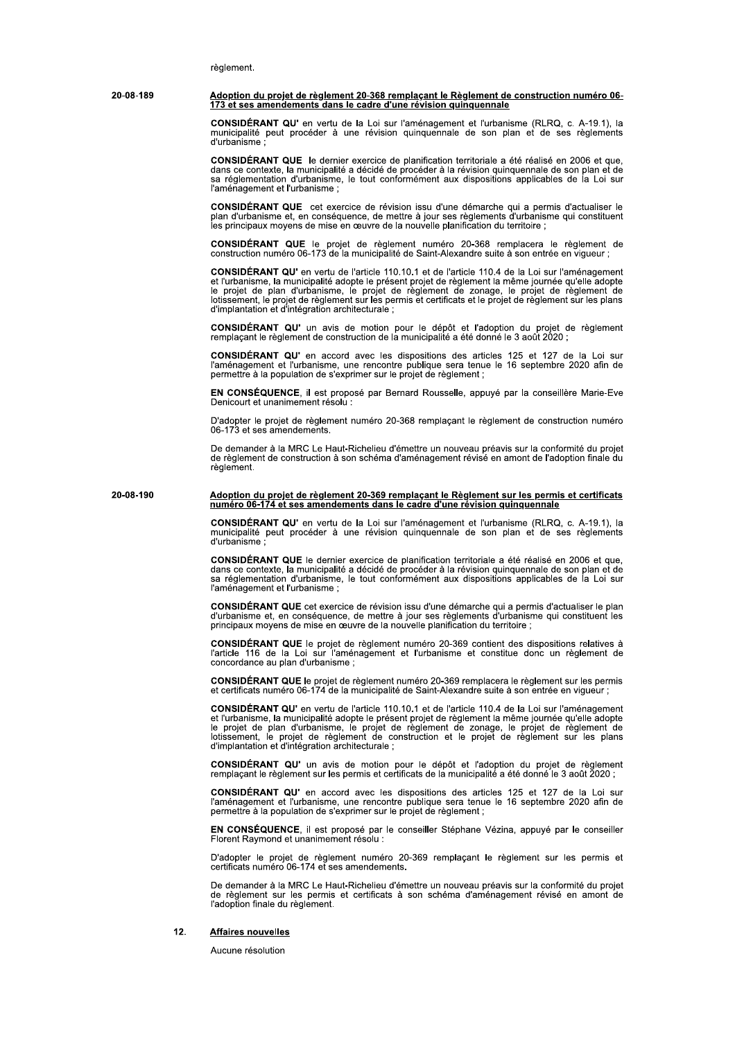règlement.

**20-08-189**

**Adoption du projet de règlement 20-368 remplaçant le Règlement de construction numéro 06-173 et ses amendements dans le cadre d'une révision quinquennale**

**CONSIDÉRANT QU'** en vertu de la Loi sur l'aménagement et l'urbanisme (RLRQ, c. A-19.1), la municipalité peut procéder à une révision quinquennale de son plan et de ses règlements d'urbanisme ;

**CONSIDÉRANT QUE** le dernier exercice de planification territoriale a été réalisé en 2006 et que, dans ce contexte, la municipalité a décidé de procéder à la révision quinquennale de son plan et de sa réglementation d'urbanisme, le tout conformément aux dispositions applicables de la Loi sur l'aménagement et l'urbanisme ;

**CONSIDÉRANT QUE** cet exercice de révision issu d'une démarche qui a permis d'actualiser le plan d'urbanisme et, en conséquence, de mettre à jour ses règlements d'urbanisme qui constituent les principaux moyens de mise en œuvre de la nouvelle planification du territoire ;

**CONSIDÉRANT QUE** le projet de règlement numéro 20-368 remplacera le règlement de construction numéro 06-173 de la municipalité de Saint-Alexandre suite à son entrée en vigueur ;

**CONSIDÉRANT QU'** en vertu de l'article 110.10.1 et de l'article 110.4 de la Loi sur l'aménagement et l'urbanisme, la municipalité adopte le présent projet de règlement la même journée qu'elle adopte le projet de plan d'urbanisme, le projet de règlement de zonage, le projet de règlement de lotissement, le projet de règlement sur les permis et certificats et le projet de règlement sur les plans d'implantation et d'intégration architecturale ;

**CONSIDÉRANT QU'** un avis de motion pour le dépôt et l'adoption du projet de règlement remplaçant le règlement de construction de la municipalité a été donné le 3 août 2020 ;

**CONSIDÉRANT QU'** en accord avec les dispositions des articles 125 et 127 de la Loi sur l'aménagement et l'urbanisme, une rencontre publique sera tenue le 16 septembre 2020 afin de permettre à la population de s'exprimer sur le projet de règlement ;

**EN CONSÉQUENCE**, il est proposé par Bernard Rousselle, appuyé par la conseillère Marie-Eve Denicourt et unanimement résolu :

D'adopter le projet de règlement numéro 20-368 remplaçant le règlement de construction numéro 06-173 et ses amendements.

De demander à la MRC Le Haut-Richelieu d'émettre un nouveau préavis sur la conformité du projet de règlement de construction à son schéma d'aménagement révisé en amont de l'adoption finale du règlement.

**20-08-190**

**Adoption du projet de règlement 20-369 remplaçant le Règlement sur les permis et certificats numéro 06-174 et ses amendements dans le cadre d'une révision quinquennale**

**CONSIDÉRANT QU'** en vertu de la Loi sur l'aménagement et l'urbanisme (RLRQ, c. A-19.1), la municipalité peut procéder à une révision quinquennale de son plan et de ses règlements d'urbanisme ;

**CONSIDÉRANT QUE** le dernier exercice de planification territoriale a été réalisé en 2006 et que, dans ce contexte, la municipalité a décidé de procéder à la révision quinquennale de son plan et de sa réglementation d'urbanisme, le tout conformément aux dispositions applicables de la Loi sur l'aménagement et l'urbanisme ;

**CONSIDÉRANT QUE** cet exercice de révision issu d'une démarche qui a permis d'actualiser le plan d'urbanisme et, en conséquence, de mettre à jour ses règlements d'urbanisme qui constituent les principaux moyens de mise en œuvre de la nouvelle planification du territoire ;

**CONSIDÉRANT QUE** le projet de règlement numéro 20-369 contient des dispositions relatives à l'article 116 de la Loi sur l'aménagement et l'urbanisme et constitue donc un règlement de concordance au plan d'urbanisme ;

**CONSIDÉRANT QUE** le projet de règlement numéro 20-369 remplacera le règlement sur les permis et certificats numéro 06-174 de la municipalité de Saint-Alexandre suite à son entrée en vigueur ;

**CONSIDÉRANT QU'** en vertu de l'article 110.10.1 et de l'article 110.4 de la Loi sur l'aménagement et l'urbanisme, la municipalité adopte le présent projet de règlement la même journée qu'elle adopte le projet de plan d'urbanisme, le projet de règlement de zonage, le projet de règlement de lotissement, le projet de règlement de construction et le projet de règlement sur les plans d'implantation et d'intégration architecturale ;

**CONSIDÉRANT QU'** un avis de motion pour le dépôt et l'adoption du projet de règlement remplaçant le règlement sur les permis et certificats de la municipalité a été donné le 3 août 2020 ;

**CONSIDÉRANT QU'** en accord avec les dispositions des articles 125 et 127 de la Loi sur l'aménagement et l'urbanisme, une rencontre publique sera tenue le 16 septembre 2020 afin de permettre à la population de s'exprimer sur le projet de règlement ;

**EN CONSÉQUENCE**, il est proposé par le conseiller Stéphane Vézina, appuyé par le conseiller Florent Raymond et unanimement résolu :

D'adopter le projet de règlement numéro 20-369 remplaçant le règlement sur les permis et certificats numéro 06-174 et ses amendements.

De demander à la MRC Le Haut-Richelieu d'émettre un nouveau préavis sur la conformité du projet de règlement sur les permis et certificats à son schéma d'aménagement révisé en amont de l'adoption finale du règlement.

## 12. Affaires nouvelles

Aucune résolution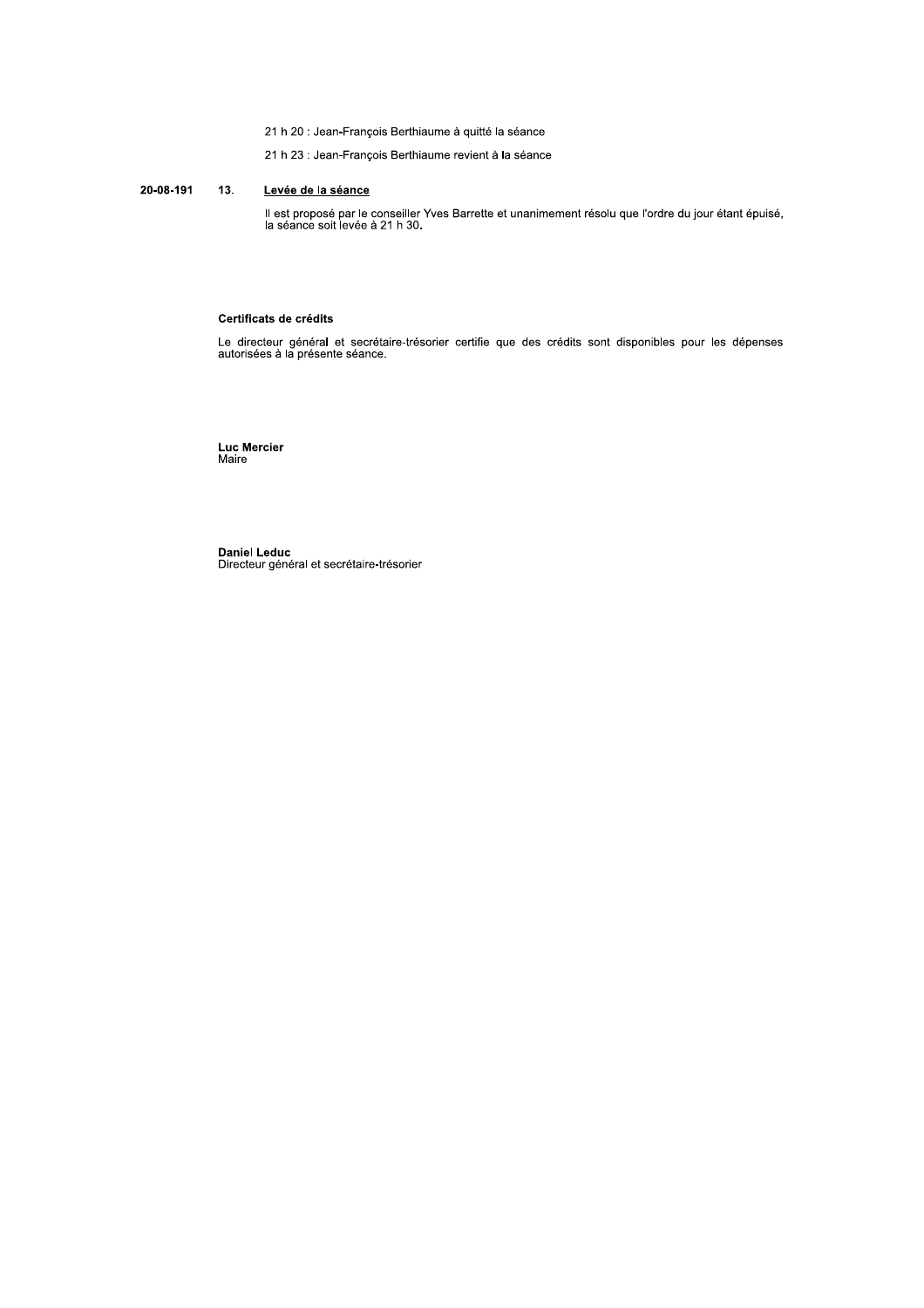21 h 20 : Jean-François Berthiaume à quitté la séance

21 h 23 : Jean-François Berthiaume revient à la séance

**20-08-191** **13.** <u>**Levée de la séance**</u>

Il est proposé par le conseiller Yves Barrette et unanimement résolu que l'ordre du jour étant épuisé, la séance soit levée à 21 h 30.

**Certificats de crédits**

Le directeur général et secrétaire-trésorier certifie que des crédits sont disponibles pour les dépenses autorisées à la présente séance.

**Luc Mercier**
Maire

**Daniel Leduc**
Directeur général et secrétaire-trésorier